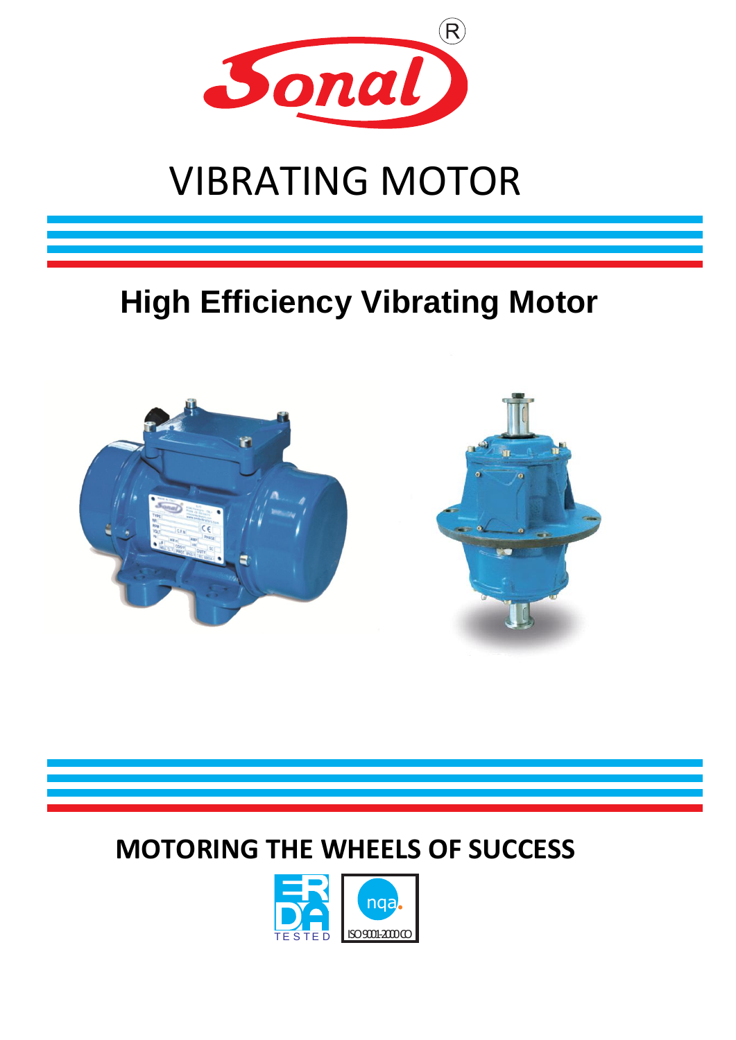Sonal®

# VIBRATING MOTOR

## High Efficiency Vibrating Motor

**MOTORING THE WHEELS OF SUCCESS**

ERDA TESTED

nqa. ISO 9001-2000 CO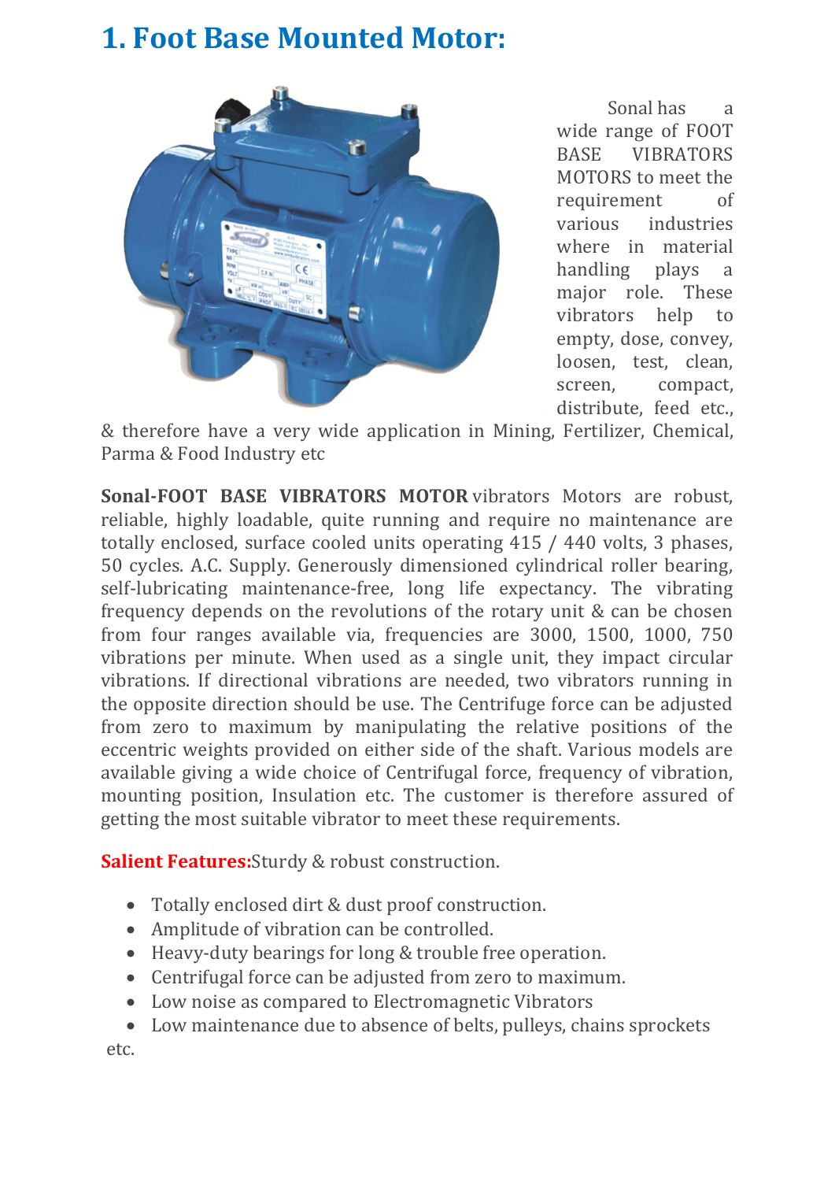# 1. Foot Base Mounted Motor:

Sonal has a wide range of FOOT BASE VIBRATORS MOTORS to meet the requirement of various industries where in material handling plays a major role. These vibrators help to empty, dose, convey, loosen, test, clean, screen, compact, distribute, feed etc., & therefore have a very wide application in Mining, Fertilizer, Chemical, Parma & Food Industry etc

**Sonal-FOOT BASE VIBRATORS MOTOR** vibrators Motors are robust, reliable, highly loadable, quite running and require no maintenance are totally enclosed, surface cooled units operating 415 / 440 volts, 3 phases, 50 cycles. A.C. Supply. Generously dimensioned cylindrical roller bearing, self-lubricating maintenance-free, long life expectancy. The vibrating frequency depends on the revolutions of the rotary unit & can be chosen from four ranges available via, frequencies are 3000, 1500, 1000, 750 vibrations per minute. When used as a single unit, they impact circular vibrations. If directional vibrations are needed, two vibrators running in the opposite direction should be use. The Centrifuge force can be adjusted from zero to maximum by manipulating the relative positions of the eccentric weights provided on either side of the shaft. Various models are available giving a wide choice of Centrifugal force, frequency of vibration, mounting position, Insulation etc. The customer is therefore assured of getting the most suitable vibrator to meet these requirements.

**Salient Features:** Sturdy & robust construction.

- Totally enclosed dirt & dust proof construction.
- Amplitude of vibration can be controlled.
- Heavy-duty bearings for long & trouble free operation.
- Centrifugal force can be adjusted from zero to maximum.
- Low noise as compared to Electromagnetic Vibrators
- Low maintenance due to absence of belts, pulleys, chains sprockets etc.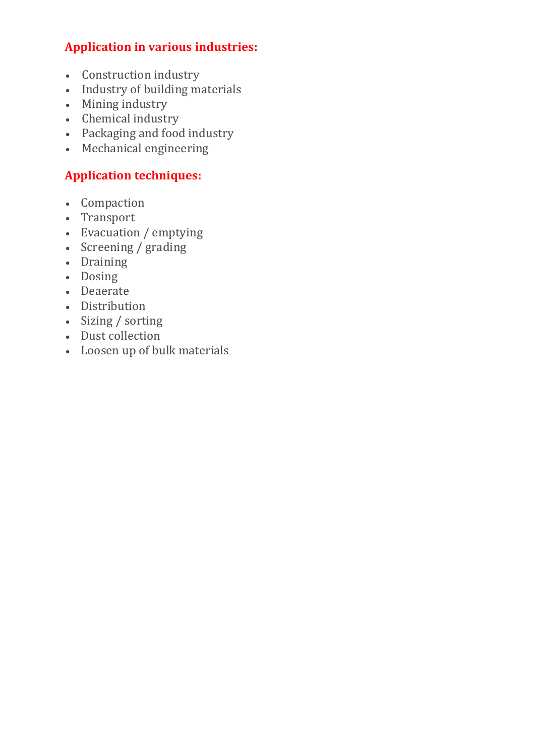## Application in various industries:

- Construction industry
- Industry of building materials
- Mining industry
- Chemical industry
- Packaging and food industry
- Mechanical engineering

## Application techniques:

- Compaction
- Transport
- Evacuation / emptying
- Screening / grading
- Draining
- Dosing
- Deaerate
- Distribution
- Sizing / sorting
- Dust collection
- Loosen up of bulk materials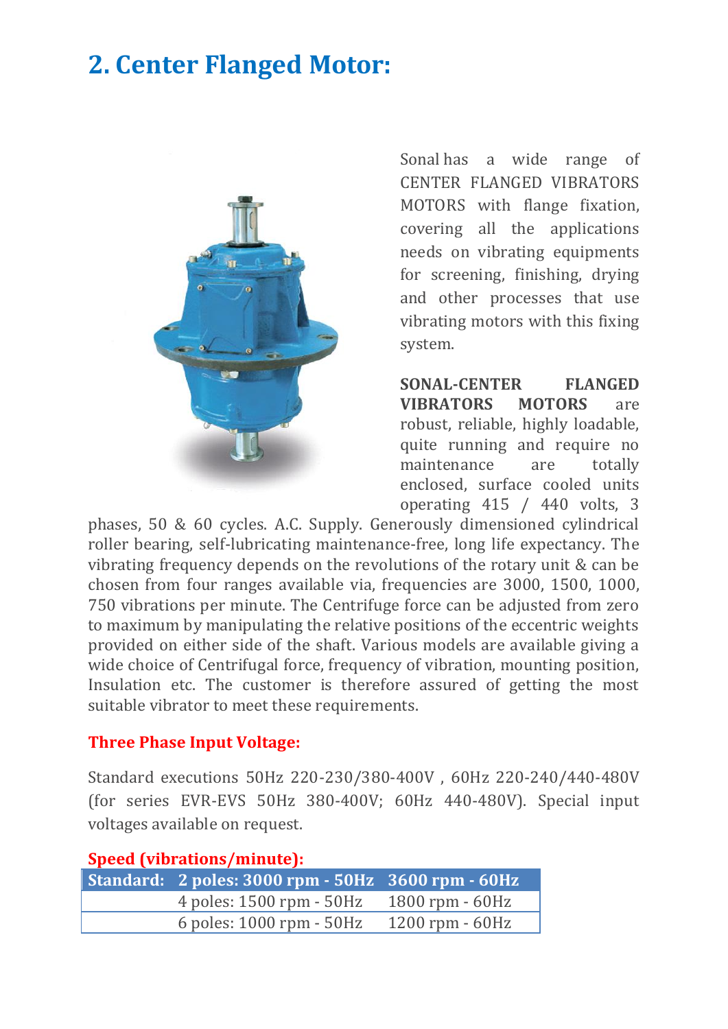## 2. Center Flanged Motor:

Sonal has a wide range of CENTER FLANGED VIBRATORS MOTORS with flange fixation, covering all the applications needs on vibrating equipments for screening, finishing, drying and other processes that use vibrating motors with this fixing system.

**SONAL-CENTER FLANGED VIBRATORS MOTORS** are robust, reliable, highly loadable, quite running and require no maintenance are totally enclosed, surface cooled units operating 415 / 440 volts, 3 phases, 50 & 60 cycles. A.C. Supply. Generously dimensioned cylindrical roller bearing, self-lubricating maintenance-free, long life expectancy. The vibrating frequency depends on the revolutions of the rotary unit & can be chosen from four ranges available via, frequencies are 3000, 1500, 1000, 750 vibrations per minute. The Centrifuge force can be adjusted from zero to maximum by manipulating the relative positions of the eccentric weights provided on either side of the shaft. Various models are available giving a wide choice of Centrifugal force, frequency of vibration, mounting position, Insulation etc. The customer is therefore assured of getting the most suitable vibrator to meet these requirements.

### Three Phase Input Voltage:

Standard executions 50Hz 220-230/380-400V , 60Hz 220-240/440-480V (for series EVR-EVS 50Hz 380-400V; 60Hz 440-480V). Special input voltages available on request.

### Speed (vibrations/minute):

| Standard: | 2 poles: 3000 rpm - 50Hz | 3600 rpm - 60Hz |
|---|---|---|
| | 4 poles: 1500 rpm - 50Hz | 1800 rpm - 60Hz |
| | 6 poles: 1000 rpm - 50Hz | 1200 rpm - 60Hz |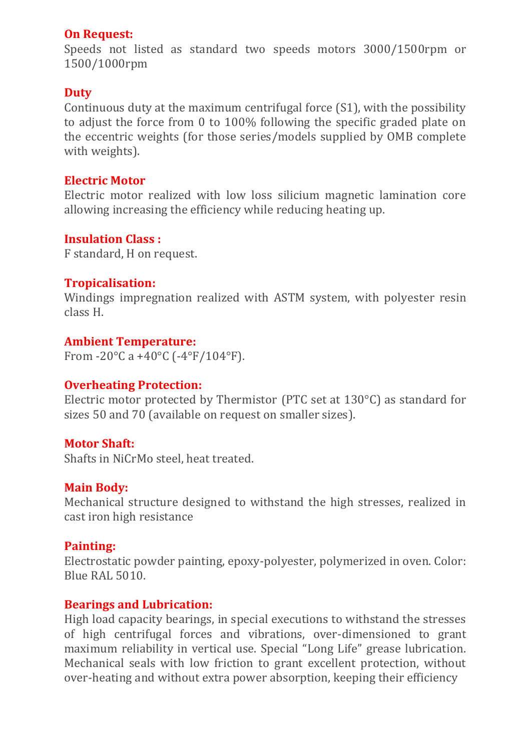**On Request:**

Speeds not listed as standard two speeds motors 3000/1500rpm or 1500/1000rpm

**Duty**

Continuous duty at the maximum centrifugal force (S1), with the possibility to adjust the force from 0 to 100% following the specific graded plate on the eccentric weights (for those series/models supplied by OMB complete with weights).

**Electric Motor**

Electric motor realized with low loss silicium magnetic lamination core allowing increasing the efficiency while reducing heating up.

**Insulation Class :**

F standard, H on request.

**Tropicalisation:**

Windings impregnation realized with ASTM system, with polyester resin class H.

**Ambient Temperature:**

From -20°C a +40°C (-4°F/104°F).

**Overheating Protection:**

Electric motor protected by Thermistor (PTC set at 130°C) as standard for sizes 50 and 70 (available on request on smaller sizes).

**Motor Shaft:**

Shafts in NiCrMo steel, heat treated.

**Main Body:**

Mechanical structure designed to withstand the high stresses, realized in cast iron high resistance

**Painting:**

Electrostatic powder painting, epoxy-polyester, polymerized in oven. Color: Blue RAL 5010.

**Bearings and Lubrication:**

High load capacity bearings, in special executions to withstand the stresses of high centrifugal forces and vibrations, over-dimensioned to grant maximum reliability in vertical use. Special "Long Life" grease lubrication. Mechanical seals with low friction to grant excellent protection, without over-heating and without extra power absorption, keeping their efficiency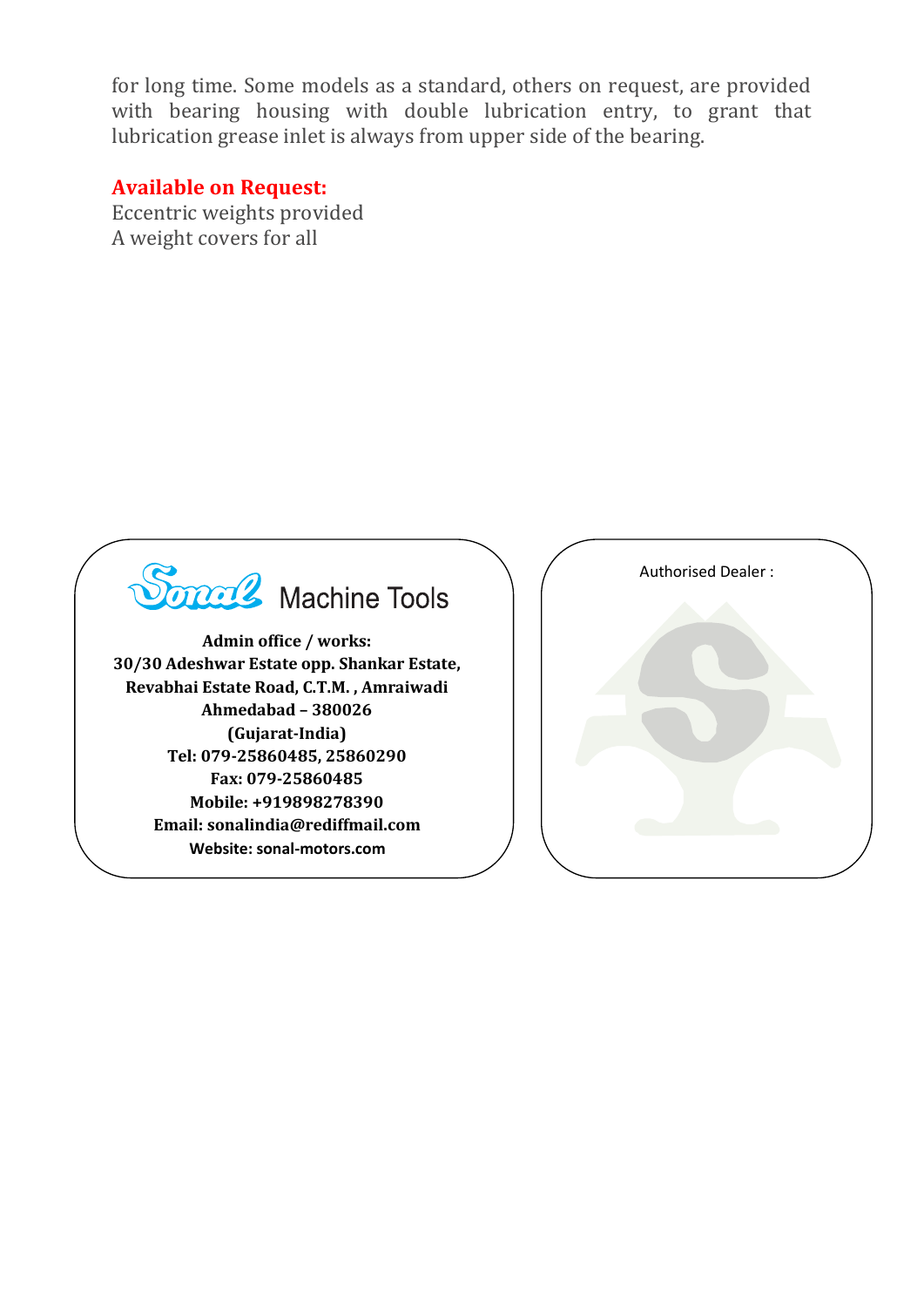for long time. Some models as a standard, others on request, are provided with bearing housing with double lubrication entry, to grant that lubrication grease inlet is always from upper side of the bearing.

**Available on Request:**

Eccentric weights provided
A weight covers for all

Sonal Machine Tools

**Admin office / works:**
**30/30 Adeshwar Estate opp. Shankar Estate,**
**Revabhai Estate Road, C.T.M. , Amraiwadi**
**Ahmedabad – 380026**
**(Gujarat-India)**
**Tel: 079-25860485, 25860290**
**Fax: 079-25860485**
**Mobile: +919898278390**
**Email: sonalindia@rediffmail.com**
**Website: sonal-motors.com**

Authorised Dealer :